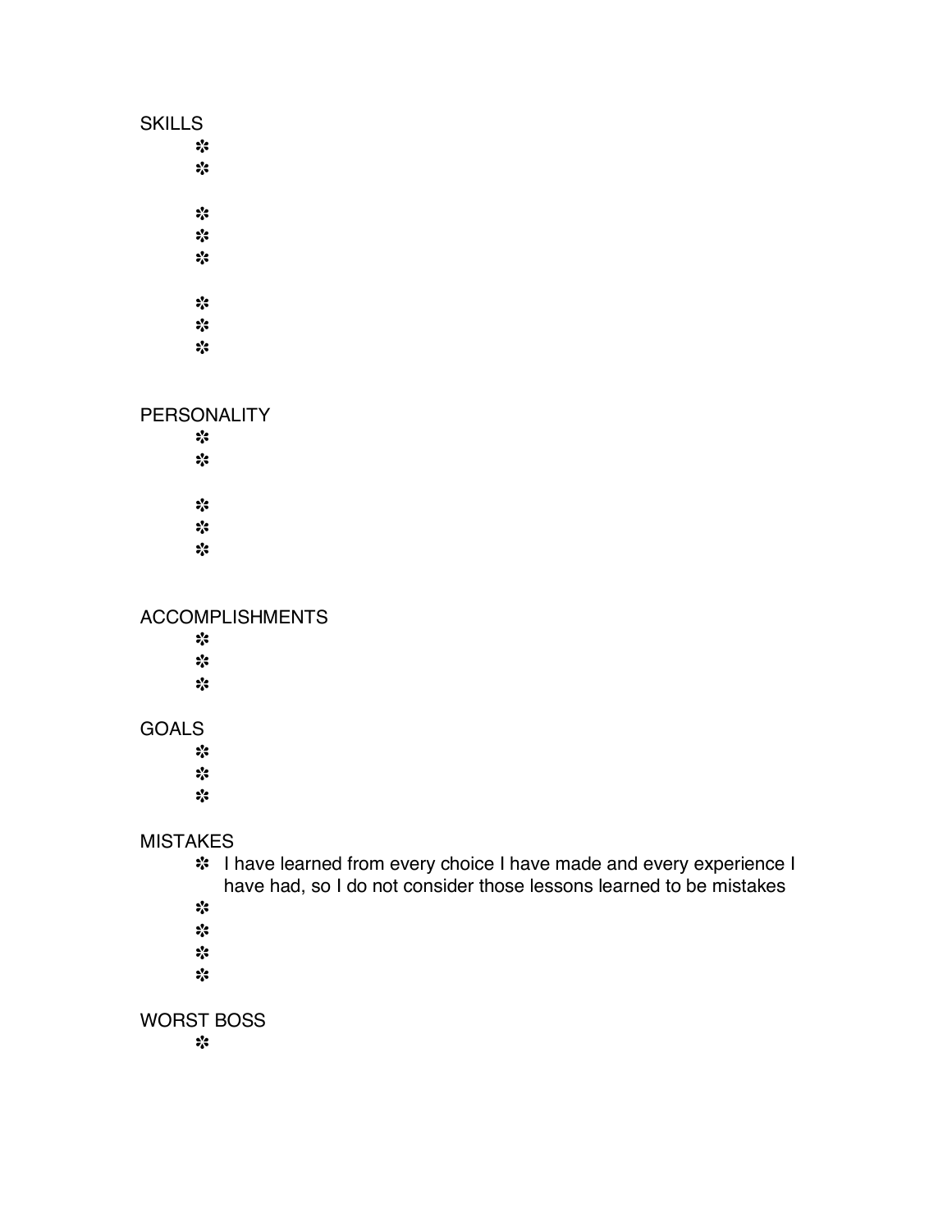SKILLS

- 
- 

- 
- 
- 

- 
- 
- 

PERSONALITY

- 
- 

- 
- 
- 

ACCOMPLISHMENTS

- 
- 
- 

GOALS

- 
- 
- 

MISTAKES

- I have learned from every choice I have made and every experience I have had, so I do not consider those lessons learned to be mistakes
- 
- 
- 
- 

WORST BOSS

-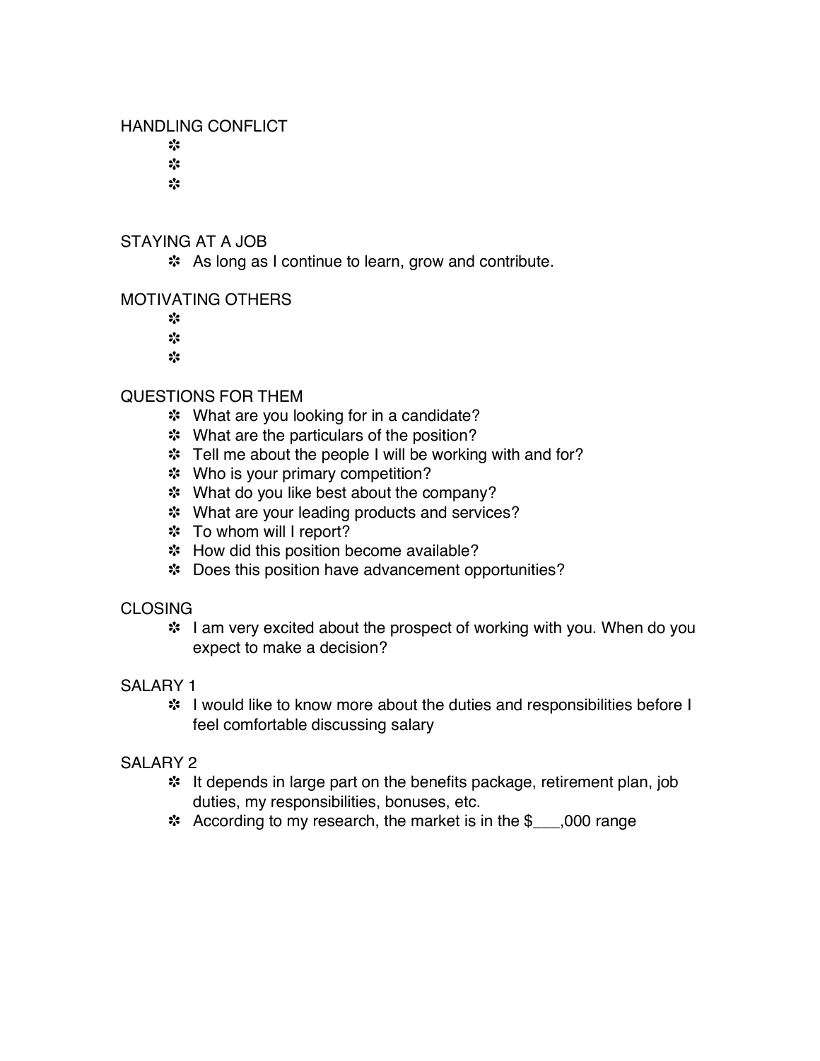HANDLING CONFLICT

- 
- 
- 

STAYING AT A JOB

- As long as I continue to learn, grow and contribute.

MOTIVATING OTHERS

- 
- 
- 

QUESTIONS FOR THEM

- What are you looking for in a candidate?
- What are the particulars of the position?
- Tell me about the people I will be working with and for?
- Who is your primary competition?
- What do you like best about the company?
- What are your leading products and services?
- To whom will I report?
- How did this position become available?
- Does this position have advancement opportunities?

CLOSING

- I am very excited about the prospect of working with you. When do you expect to make a decision?

SALARY 1

- I would like to know more about the duties and responsibilities before I feel comfortable discussing salary

SALARY 2

- It depends in large part on the benefits package, retirement plan, job duties, my responsibilities, bonuses, etc.
- According to my research, the market is in the $___,000 range